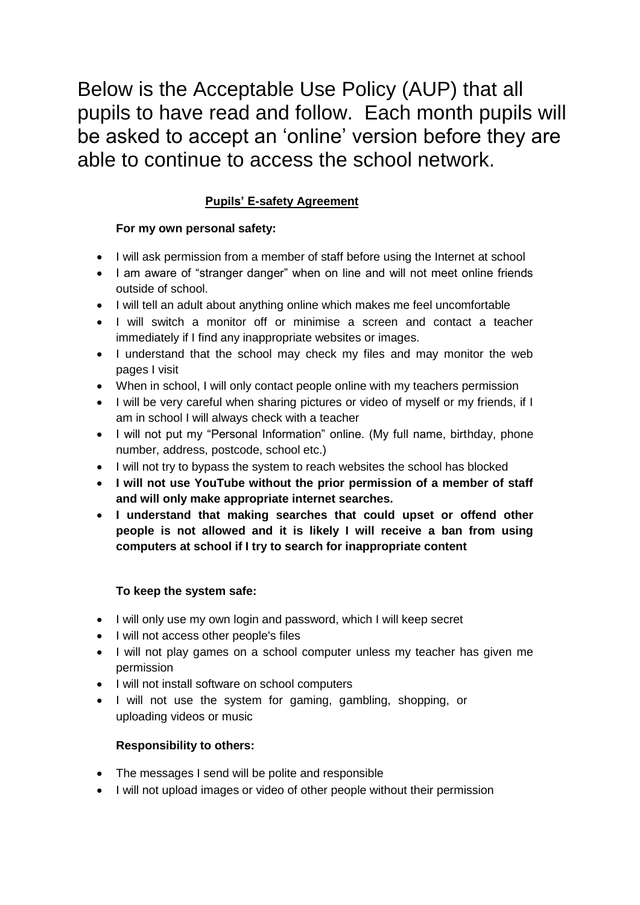Below is the Acceptable Use Policy (AUP) that all pupils to have read and follow. Each month pupils will be asked to accept an 'online' version before they are able to continue to access the school network.

**Pupils' E-safety Agreement**

**For my own personal safety:**

- I will ask permission from a member of staff before using the Internet at school
- I am aware of "stranger danger" when on line and will not meet online friends outside of school.
- I will tell an adult about anything online which makes me feel uncomfortable
- I will switch a monitor off or minimise a screen and contact a teacher immediately if I find any inappropriate websites or images.
- I understand that the school may check my files and may monitor the web pages I visit
- When in school, I will only contact people online with my teachers permission
- I will be very careful when sharing pictures or video of myself or my friends, if I am in school I will always check with a teacher
- I will not put my "Personal Information" online. (My full name, birthday, phone number, address, postcode, school etc.)
- I will not try to bypass the system to reach websites the school has blocked
- **I will not use YouTube without the prior permission of a member of staff and will only make appropriate internet searches.**
- **I understand that making searches that could upset or offend other people is not allowed and it is likely I will receive a ban from using computers at school if I try to search for inappropriate content**

**To keep the system safe:**

- I will only use my own login and password, which I will keep secret
- I will not access other people's files
- I will not play games on a school computer unless my teacher has given me permission
- I will not install software on school computers
- I will not use the system for gaming, gambling, shopping, or uploading videos or music

**Responsibility to others:**

- The messages I send will be polite and responsible
- I will not upload images or video of other people without their permission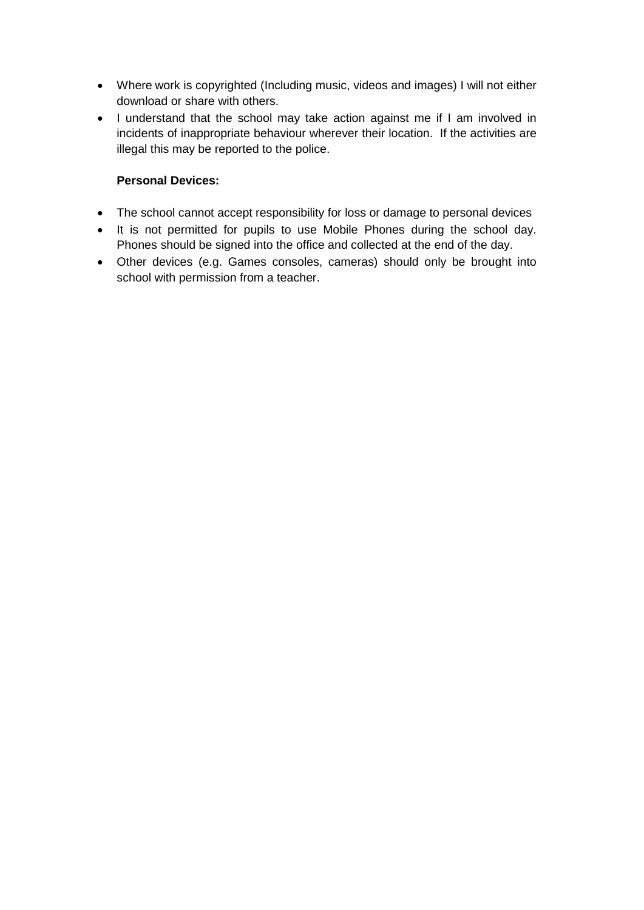- Where work is copyrighted (Including music, videos and images) I will not either download or share with others.
- I understand that the school may take action against me if I am involved in incidents of inappropriate behaviour wherever their location. If the activities are illegal this may be reported to the police.

**Personal Devices:**

- The school cannot accept responsibility for loss or damage to personal devices
- It is not permitted for pupils to use Mobile Phones during the school day. Phones should be signed into the office and collected at the end of the day.
- Other devices (e.g. Games consoles, cameras) should only be brought into school with permission from a teacher.